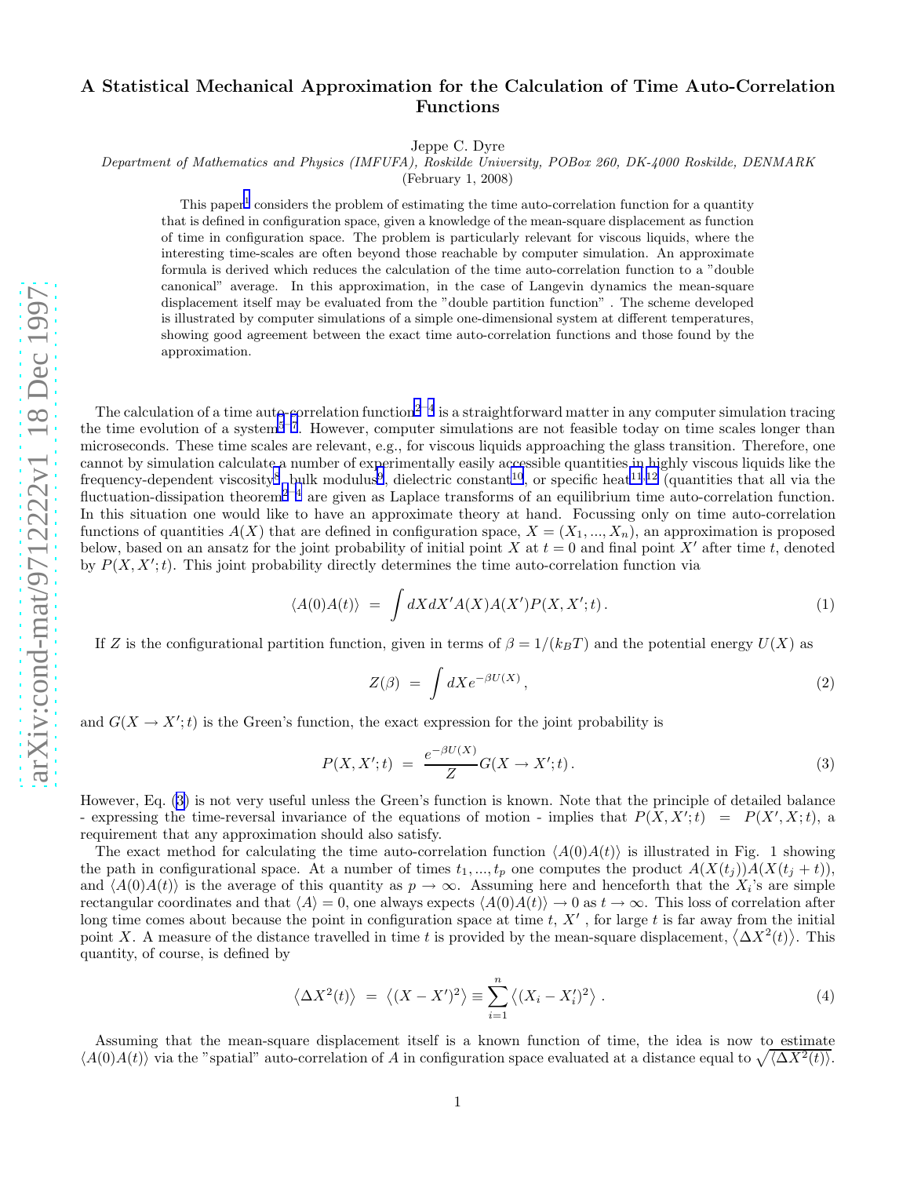# A Statistical Mechanical Approximation for the Calculation of Time Auto-Correlation Functions

Jeppe C. Dyre

*Department of Mathematics and Physics (IMFUFA), Roskilde University, POBox 260, DK-4000 Roskilde, DENMARK*

(February 1, 2008)

This paper[1] considers the problem of estimating the time auto-correlation function for a quantity that is defined in configuration space, given a knowledge of the mean-square displacement as function of time in configuration space. The problem is particularly relevant for viscous liquids, where the interesting time-scales are often beyond those reachable by computer simulation. An approximate formula is derived which reduces the calculation of the time auto-correlation function to a "double canonical" average. In this approximation, in the case of Langevin dynamics the mean-square displacement itself may be evaluated from the "double partition function". The scheme developed is illustrated by computer simulations of a simple one-dimensional system at different temperatures, showing good agreement between the exact time auto-correlation functions and those found by the approximation.

The calculation of a time auto-correlation function[2–4] is a straightforward matter in any computer simulation tracing the time evolution of a system[5–7]. However, computer simulations are not feasible today on time scales longer than microseconds. These time scales are relevant, e.g., for viscous liquids approaching the glass transition. Therefore, one cannot by simulation calculate a number of experimentally easily accessible quantities in highly viscous liquids like the frequency-dependent viscosity[8], bulk modulus[9], dielectric constant[10], or specific heat[11,12] (quantities that all via the fluctuation-dissipation theorem[2–4] are given as Laplace transforms of an equilibrium time auto-correlation function. In this situation one would like to have an approximate theory at hand. Focussing only on time auto-correlation functions of quantities $A(X)$ that are defined in configuration space, $X = (X_1, ..., X_n)$, an approximation is proposed below, based on an ansatz for the joint probability of initial point $X$ at $t = 0$ and final point $X'$ after time $t$, denoted by $P(X, X'; t)$. This joint probability directly determines the time auto-correlation function via

$$\langle A(0)A(t)\rangle \;=\; \int dXdX' A(X)A(X')P(X,X';t)\,. \tag{1}$$

If $Z$ is the configurational partition function, given in terms of $\beta = 1/(k_BT)$ and the potential energy $U(X)$ as

$$Z(\beta) \;=\; \int dX e^{-\beta U(X)}\,, \tag{2}$$

and $G(X \to X'; t)$ is the Green's function, the exact expression for the joint probability is

$$P(X,X';t) \;=\; \frac{e^{-\beta U(X)}}{Z} G(X \to X';t)\,. \tag{3}$$

However, Eq. (3) is not very useful unless the Green's function is known. Note that the principle of detailed balance - expressing the time-reversal invariance of the equations of motion - implies that $P(X, X'; t) \;=\; P(X', X; t)$, a requirement that any approximation should also satisfy.

The exact method for calculating the time auto-correlation function $\langle A(0)A(t)\rangle$ is illustrated in Fig. 1 showing the path in configurational space. At a number of times $t_1, ..., t_p$ one computes the product $A(X(t_j))A(X(t_j + t))$, and $\langle A(0)A(t)\rangle$ is the average of this quantity as $p \to \infty$. Assuming here and henceforth that the $X_i$'s are simple rectangular coordinates and that $\langle A\rangle = 0$, one always expects $\langle A(0)A(t)\rangle \to 0$ as $t \to \infty$. This loss of correlation after long time comes about because the point in configuration space at time $t$, $X'$ , for large $t$ is far away from the initial point $X$. A measure of the distance travelled in time $t$ is provided by the mean-square displacement, $\langle \Delta X^2(t)\rangle$. This quantity, of course, is defined by

$$\left\langle \Delta X^2(t)\right\rangle \;=\; \left\langle (X-X')^2\right\rangle \equiv \sum_{i=1}^{n} \left\langle (X_i - X_i')^2\right\rangle\,. \tag{4}$$

Assuming that the mean-square displacement itself is a known function of time, the idea is now to estimate $\langle A(0)A(t)\rangle$ via the "spatial" auto-correlation of $A$ in configuration space evaluated at a distance equal to $\sqrt{\langle \Delta X^2(t)\rangle}$.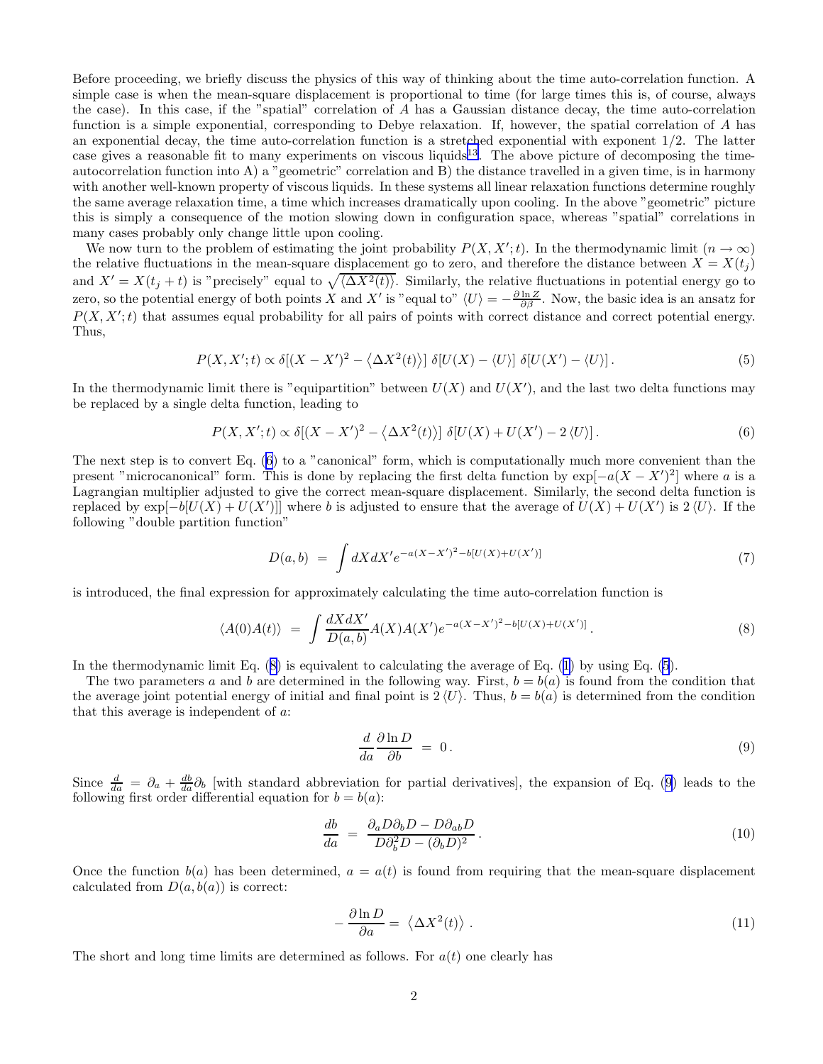Before proceeding, we briefly discuss the physics of this way of thinking about the time auto-correlation function. A simple case is when the mean-square displacement is proportional to time (for large times this is, of course, always the case). In this case, if the "spatial" correlation of $A$ has a Gaussian distance decay, the time auto-correlation function is a simple exponential, corresponding to Debye relaxation. If, however, the spatial correlation of $A$ has an exponential decay, the time auto-correlation function is a stretched exponential with exponent 1/2. The latter case gives a reasonable fit to many experiments on viscous liquids[13]. The above picture of decomposing the time-autocorrelation function into A) a "geometric" correlation and B) the distance travelled in a given time, is in harmony with another well-known property of viscous liquids. In these systems all linear relaxation functions determine roughly the same average relaxation time, a time which increases dramatically upon cooling. In the above "geometric" picture this is simply a consequence of the motion slowing down in configuration space, whereas "spatial" correlations in many cases probably only change little upon cooling.

We now turn to the problem of estimating the joint probability $P(X, X'; t)$. In the thermodynamic limit ($n \to \infty$) the relative fluctuations in the mean-square displacement go to zero, and therefore the distance between $X = X(t_j)$ and $X' = X(t_j + t)$ is "precisely" equal to $\sqrt{\langle \Delta X^2(t) \rangle}$. Similarly, the relative fluctuations in potential energy go to zero, so the potential energy of both points $X$ and $X'$ is "equal to" $\langle U \rangle = -\frac{\partial \ln Z}{\partial \beta}$. Now, the basic idea is an ansatz for $P(X, X'; t)$ that assumes equal probability for all pairs of points with correct distance and correct potential energy. Thus,

$$P(X, X'; t) \propto \delta[(X - X')^2 - \langle \Delta X^2(t) \rangle]\, \delta[U(X) - \langle U \rangle]\, \delta[U(X') - \langle U \rangle]\,. \tag{5}$$

In the thermodynamic limit there is "equipartition" between $U(X)$ and $U(X')$, and the last two delta functions may be replaced by a single delta function, leading to

$$P(X, X'; t) \propto \delta[(X - X')^2 - \langle \Delta X^2(t) \rangle]\, \delta[U(X) + U(X') - 2\langle U \rangle]\,. \tag{6}$$

The next step is to convert Eq. (6) to a "canonical" form, which is computationally much more convenient than the present "microcanonical" form. This is done by replacing the first delta function by $\exp[-a(X - X')^2]$ where $a$ is a Lagrangian multiplier adjusted to give the correct mean-square displacement. Similarly, the second delta function is replaced by $\exp[-b[U(X) + U(X')]]$ where $b$ is adjusted to ensure that the average of $U(X) + U(X')$ is $2\langle U \rangle$. If the following "double partition function"

$$D(a, b) \;=\; \int dX dX' e^{-a(X-X')^2 - b[U(X)+U(X')]} \tag{7}$$

is introduced, the final expression for approximately calculating the time auto-correlation function is

$$\langle A(0)A(t) \rangle \;=\; \int \frac{dX dX'}{D(a, b)} A(X)A(X') e^{-a(X-X')^2 - b[U(X)+U(X')]}\,. \tag{8}$$

In the thermodynamic limit Eq. (8) is equivalent to calculating the average of Eq. (1) by using Eq. (5).

The two parameters $a$ and $b$ are determined in the following way. First, $b = b(a)$ is found from the condition that the average joint potential energy of initial and final point is $2\langle U \rangle$. Thus, $b = b(a)$ is determined from the condition that this average is independent of $a$:

$$\frac{d}{da} \frac{\partial \ln D}{\partial b} \;=\; 0\,. \tag{9}$$

Since $\frac{d}{da} = \partial_a + \frac{db}{da}\partial_b$ [with standard abbreviation for partial derivatives], the expansion of Eq. (9) leads to the following first order differential equation for $b = b(a)$:

$$\frac{db}{da} \;=\; \frac{\partial_a D \partial_b D - D \partial_{ab} D}{D \partial_b^2 D - (\partial_b D)^2}\,. \tag{10}$$

Once the function $b(a)$ has been determined, $a = a(t)$ is found from requiring that the mean-square displacement calculated from $D(a, b(a))$ is correct:

$$-\frac{\partial \ln D}{\partial a} = \;\langle \Delta X^2(t) \rangle\;. \tag{11}$$

The short and long time limits are determined as follows. For $a(t)$ one clearly has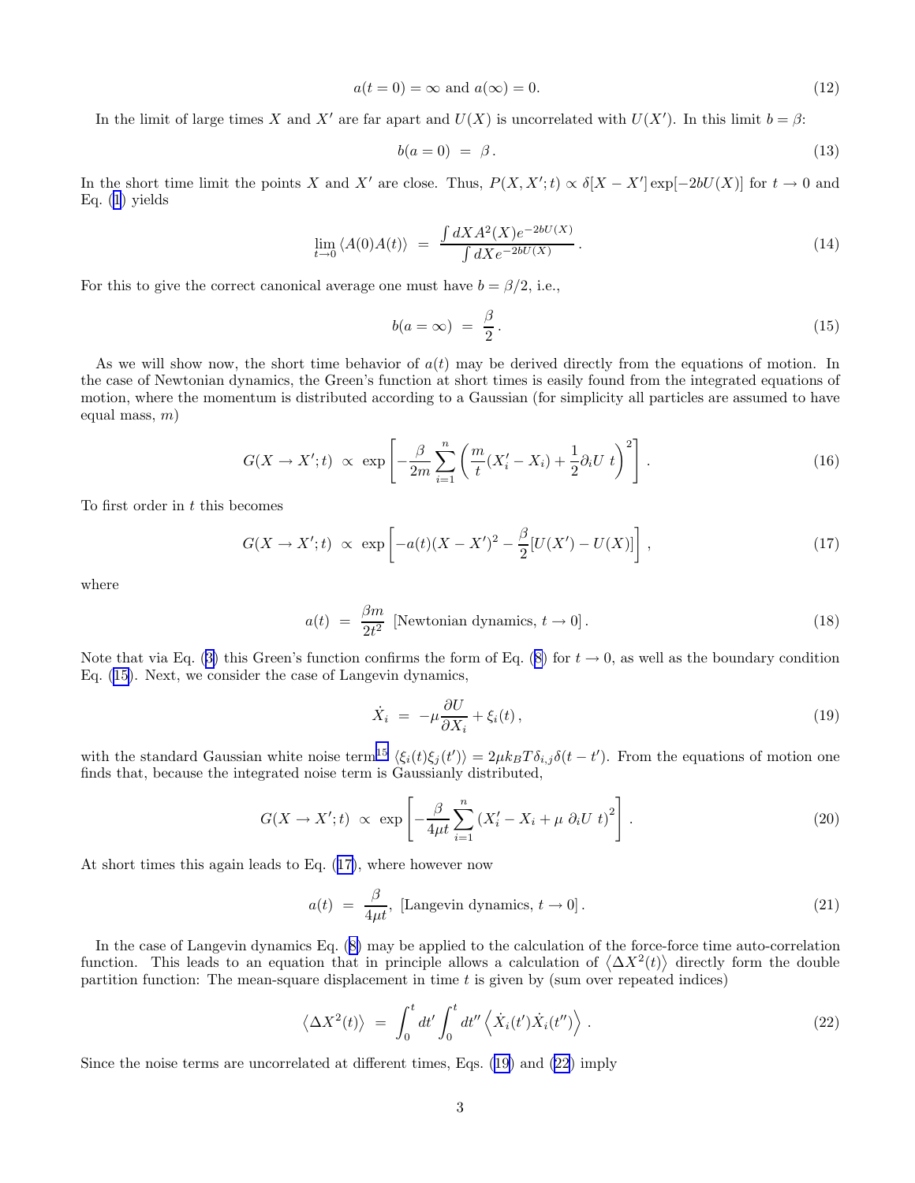$$a(t=0) = \infty \text{ and } a(\infty) = 0. \tag{12}$$

In the limit of large times $X$ and $X'$ are far apart and $U(X)$ is uncorrelated with $U(X')$. In this limit $b = \beta$:

$$b(a=0) \;=\; \beta\,. \tag{13}$$

In the short time limit the points $X$ and $X'$ are close. Thus, $P(X, X'; t) \propto \delta[X - X'] \exp[-2bU(X)]$ for $t \to 0$ and Eq. (1) yields

$$\lim_{t\to 0} \langle A(0)A(t)\rangle \;=\; \frac{\int dX A^2(X) e^{-2bU(X)}}{\int dX e^{-2bU(X)}}\,. \tag{14}$$

For this to give the correct canonical average one must have $b = \beta/2$, i.e.,

$$b(a=\infty) \;=\; \frac{\beta}{2}\,. \tag{15}$$

As we will show now, the short time behavior of $a(t)$ may be derived directly from the equations of motion. In the case of Newtonian dynamics, the Green's function at short times is easily found from the integrated equations of motion, where the momentum is distributed according to a Gaussian (for simplicity all particles are assumed to have equal mass, $m$)

$$G(X \to X'; t) \;\propto\; \exp\left[-\frac{\beta}{2m}\sum_{i=1}^{n}\left(\frac{m}{t}(X'_i - X_i) + \frac{1}{2}\partial_i U\; t\right)^2\right]. \tag{16}$$

To first order in $t$ this becomes

$$G(X \to X'; t) \;\propto\; \exp\left[-a(t)(X - X')^2 - \frac{\beta}{2}[U(X') - U(X)]\right], \tag{17}$$

where

$$a(t) \;=\; \frac{\beta m}{2t^2} \;\; [\text{Newtonian dynamics, } t \to 0]\,. \tag{18}$$

Note that via Eq. (3) this Green's function confirms the form of Eq. (8) for $t \to 0$, as well as the boundary condition Eq. (15). Next, we consider the case of Langevin dynamics,

$$\dot{X}_i \;=\; -\mu\frac{\partial U}{\partial X_i} + \xi_i(t)\,, \tag{19}$$

with the standard Gaussian white noise term[15] $\langle \xi_i(t)\xi_j(t')\rangle = 2\mu k_B T \delta_{i,j}\delta(t - t')$. From the equations of motion one finds that, because the integrated noise term is Gaussianly distributed,

$$G(X \to X'; t) \;\propto\; \exp\left[-\frac{\beta}{4\mu t}\sum_{i=1}^{n}\left(X'_i - X_i + \mu\;\partial_i U\; t\right)^2\right]. \tag{20}$$

At short times this again leads to Eq. (17), where however now

$$a(t) \;=\; \frac{\beta}{4\mu t},\;\; [\text{Langevin dynamics, } t \to 0]\,. \tag{21}$$

In the case of Langevin dynamics Eq. (8) may be applied to the calculation of the force-force time auto-correlation function. This leads to an equation that in principle allows a calculation of $\langle \Delta X^2(t)\rangle$ directly form the double partition function: The mean-square displacement in time $t$ is given by (sum over repeated indices)

$$\left\langle \Delta X^2(t)\right\rangle \;=\; \int_0^t dt' \int_0^t dt'' \left\langle \dot{X}_i(t')\dot{X}_i(t'')\right\rangle\,. \tag{22}$$

Since the noise terms are uncorrelated at different times, Eqs. (19) and (22) imply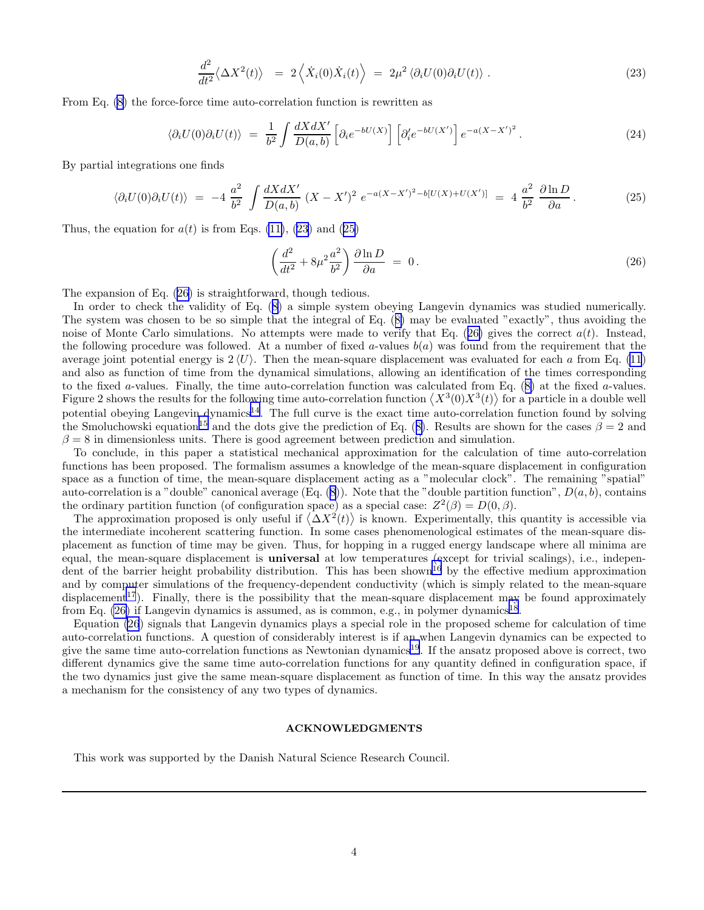$$\frac{d^2}{dt^2}\langle \Delta X^2(t)\rangle \;=\; 2\left\langle \dot{X}_i(0)\dot{X}_i(t)\right\rangle \;=\; 2\mu^2\left\langle \partial_i U(0)\partial_i U(t)\right\rangle . \tag{23}$$

From Eq. (8) the force-force time auto-correlation function is rewritten as

$$\langle \partial_i U(0)\partial_i U(t)\rangle \;=\; \frac{1}{b^2}\int \frac{dXdX'}{D(a,b)}\left[\partial_i e^{-bU(X)}\right]\left[\partial_i' e^{-bU(X')}\right]e^{-a(X-X')^2}. \tag{24}$$

By partial integrations one finds

$$\langle \partial_i U(0)\partial_i U(t)\rangle \;=\; -4\,\frac{a^2}{b^2}\int \frac{dXdX'}{D(a,b)}\,(X-X')^2\,e^{-a(X-X')^2-b[U(X)+U(X')]} \;=\; 4\,\frac{a^2}{b^2}\,\frac{\partial \ln D}{\partial a}. \tag{25}$$

Thus, the equation for $a(t)$ is from Eqs. (11), (23) and (25)

$$\left(\frac{d^2}{dt^2}+8\mu^2\frac{a^2}{b^2}\right)\frac{\partial \ln D}{\partial a} \;=\; 0 . \tag{26}$$

The expansion of Eq. (26) is straightforward, though tedious.

In order to check the validity of Eq. (8) a simple system obeying Langevin dynamics was studied numerically. The system was chosen to be so simple that the integral of Eq. (8) may be evaluated "exactly", thus avoiding the noise of Monte Carlo simulations. No attempts were made to verify that Eq. (26) gives the correct $a(t)$. Instead, the following procedure was followed. At a number of fixed $a$-values $b(a)$ was found from the requirement that the average joint potential energy is $2\langle U\rangle$. Then the mean-square displacement was evaluated for each $a$ from Eq. (11) and also as function of time from the dynamical simulations, allowing an identification of the times corresponding to the fixed $a$-values. Finally, the time auto-correlation function was calculated from Eq. (8) at the fixed $a$-values. Figure 2 shows the results for the following time auto-correlation function $\left\langle X^3(0)X^3(t)\right\rangle$ for a particle in a double well potential obeying Langevin dynamics[14]. The full curve is the exact time auto-correlation function found by solving the Smoluchowski equation[15] and the dots give the prediction of Eq. (8). Results are shown for the cases $\beta = 2$ and $\beta = 8$ in dimensionless units. There is good agreement between prediction and simulation.

To conclude, in this paper a statistical mechanical approximation for the calculation of time auto-correlation functions has been proposed. The formalism assumes a knowledge of the mean-square displacement in configuration space as a function of time, the mean-square displacement acting as a "molecular clock". The remaining "spatial" auto-correlation is a "double" canonical average (Eq. (8)). Note that the "double partition function", $D(a,b)$, contains the ordinary partition function (of configuration space) as a special case: $Z^2(\beta) = D(0,\beta)$.

The approximation proposed is only useful if $\left\langle \Delta X^2(t)\right\rangle$ is known. Experimentally, this quantity is accessible via the intermediate incoherent scattering function. In some cases phenomenological estimates of the mean-square displacement as function of time may be given. Thus, for hopping in a rugged energy landscape where all minima are equal, the mean-square displacement is **universal** at low temperatures (except for trivial scalings), i.e., independent of the barrier height probability distribution. This has been shown[16] by the effective medium approximation and by computer simulations of the frequency-dependent conductivity (which is simply related to the mean-square displacement[17]). Finally, there is the possibility that the mean-square displacement may be found approximately from Eq. (26) if Langevin dynamics is assumed, as is common, e.g., in polymer dynamics[18].

Equation (26) signals that Langevin dynamics plays a special role in the proposed scheme for calculation of time auto-correlation functions. A question of considerably interest is if an when Langevin dynamics can be expected to give the same time auto-correlation functions as Newtonian dynamics[19]. If the ansatz proposed above is correct, two different dynamics give the same time auto-correlation functions for any quantity defined in configuration space, if the two dynamics just give the same mean-square displacement as function of time. In this way the ansatz provides a mechanism for the consistency of any two types of dynamics.

## ACKNOWLEDGMENTS

This work was supported by the Danish Natural Science Research Council.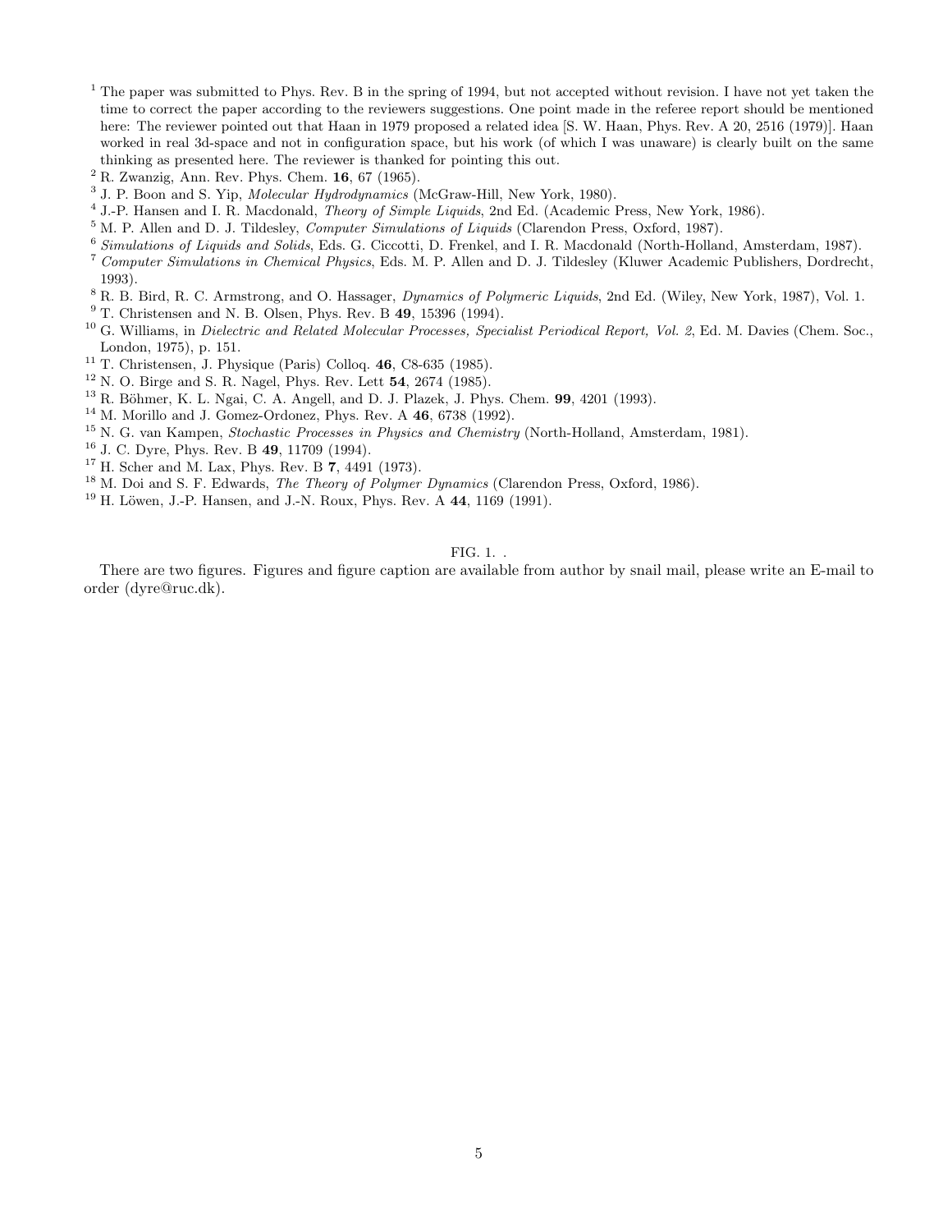[1] The paper was submitted to Phys. Rev. B in the spring of 1994, but not accepted without revision. I have not yet taken the time to correct the paper according to the reviewers suggestions. One point made in the referee report should be mentioned here: The reviewer pointed out that Haan in 1979 proposed a related idea [S. W. Haan, Phys. Rev. A 20, 2516 (1979)]. Haan worked in real 3d-space and not in configuration space, but his work (of which I was unaware) is clearly built on the same thinking as presented here. The reviewer is thanked for pointing this out.

[2] R. Zwanzig, Ann. Rev. Phys. Chem. **16**, 67 (1965).

[3] J. P. Boon and S. Yip, *Molecular Hydrodynamics* (McGraw-Hill, New York, 1980).

[4] J.-P. Hansen and I. R. Macdonald, *Theory of Simple Liquids*, 2nd Ed. (Academic Press, New York, 1986).

[5] M. P. Allen and D. J. Tildesley, *Computer Simulations of Liquids* (Clarendon Press, Oxford, 1987).

[6] *Simulations of Liquids and Solids*, Eds. G. Ciccotti, D. Frenkel, and I. R. Macdonald (North-Holland, Amsterdam, 1987).

[7] *Computer Simulations in Chemical Physics*, Eds. M. P. Allen and D. J. Tildesley (Kluwer Academic Publishers, Dordrecht, 1993).

[8] R. B. Bird, R. C. Armstrong, and O. Hassager, *Dynamics of Polymeric Liquids*, 2nd Ed. (Wiley, New York, 1987), Vol. 1.

[9] T. Christensen and N. B. Olsen, Phys. Rev. B **49**, 15396 (1994).

[10] G. Williams, in *Dielectric and Related Molecular Processes, Specialist Periodical Report, Vol. 2*, Ed. M. Davies (Chem. Soc., London, 1975), p. 151.

[11] T. Christensen, J. Physique (Paris) Colloq. **46**, C8-635 (1985).

[12] N. O. Birge and S. R. Nagel, Phys. Rev. Lett **54**, 2674 (1985).

[13] R. Böhmer, K. L. Ngai, C. A. Angell, and D. J. Plazek, J. Phys. Chem. **99**, 4201 (1993).

[14] M. Morillo and J. Gomez-Ordonez, Phys. Rev. A **46**, 6738 (1992).

[15] N. G. van Kampen, *Stochastic Processes in Physics and Chemistry* (North-Holland, Amsterdam, 1981).

[16] J. C. Dyre, Phys. Rev. B **49**, 11709 (1994).

[17] H. Scher and M. Lax, Phys. Rev. B **7**, 4491 (1973).

[18] M. Doi and S. F. Edwards, *The Theory of Polymer Dynamics* (Clarendon Press, Oxford, 1986).

[19] H. Löwen, J.-P. Hansen, and J.-N. Roux, Phys. Rev. A **44**, 1169 (1991).

FIG. 1. .

There are two figures. Figures and figure caption are available from author by snail mail, please write an E-mail to order (dyre@ruc.dk).